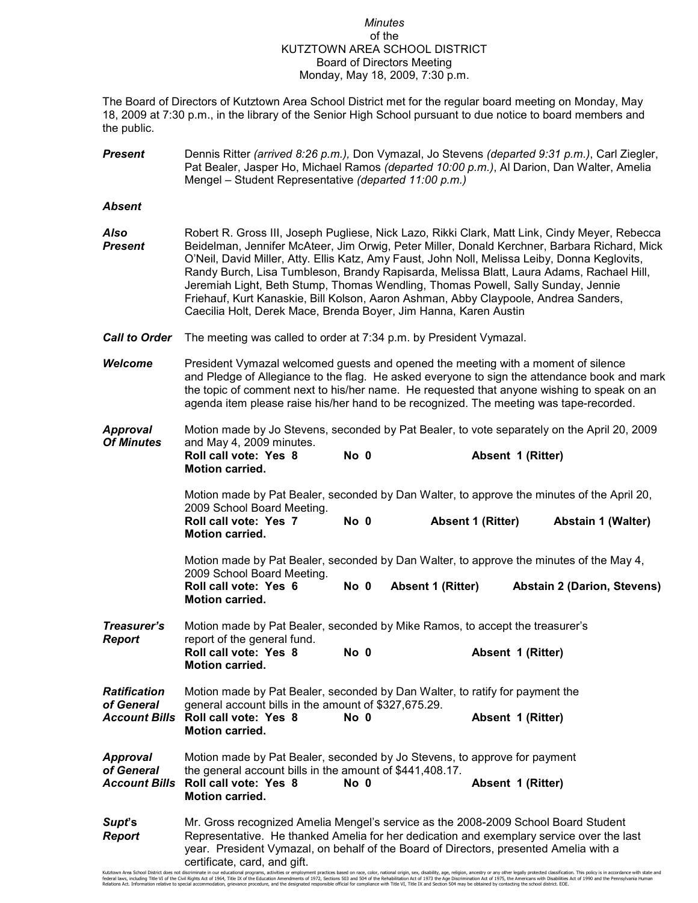*Minutes*
of the
KUTZTOWN AREA SCHOOL DISTRICT
Board of Directors Meeting
Monday, May 18, 2009, 7:30 p.m.

The Board of Directors of Kutztown Area School District met for the regular board meeting on Monday, May 18, 2009 at 7:30 p.m., in the library of the Senior High School pursuant to due notice to board members and the public.

***Present*** Dennis Ritter *(arrived 8:26 p.m.),* Don Vymazal, Jo Stevens *(departed 9:31 p.m.)*, Carl Ziegler, Pat Bealer, Jasper Ho, Michael Ramos *(departed 10:00 p.m.)*, Al Darion, Dan Walter, Amelia Mengel – Student Representative *(departed 11:00 p.m.)*

***Absent***

***Also Present*** Robert R. Gross III, Joseph Pugliese, Nick Lazo, Rikki Clark, Matt Link, Cindy Meyer, Rebecca Beidelman, Jennifer McAteer, Jim Orwig, Peter Miller, Donald Kerchner, Barbara Richard, Mick O'Neil, David Miller, Atty. Ellis Katz, Amy Faust, John Noll, Melissa Leiby, Donna Keglovits, Randy Burch, Lisa Tumbleson, Brandy Rapisarda, Melissa Blatt, Laura Adams, Rachael Hill, Jeremiah Light, Beth Stump, Thomas Wendling, Thomas Powell, Sally Sunday, Jennie Friehauf, Kurt Kanaskie, Bill Kolson, Aaron Ashman, Abby Claypoole, Andrea Sanders, Caecilia Holt, Derek Mace, Brenda Boyer, Jim Hanna, Karen Austin

***Call to Order*** The meeting was called to order at 7:34 p.m. by President Vymazal.

***Welcome*** President Vymazal welcomed guests and opened the meeting with a moment of silence and Pledge of Allegiance to the flag. He asked everyone to sign the attendance book and mark the topic of comment next to his/her name. He requested that anyone wishing to speak on an agenda item please raise his/her hand to be recognized. The meeting was tape-recorded.

***Approval Of Minutes*** Motion made by Jo Stevens, seconded by Pat Bealer, to vote separately on the April 20, 2009 and May 4, 2009 minutes.
**Roll call vote: Yes 8 No 0 Absent 1 (Ritter)**
**Motion carried.**

Motion made by Pat Bealer, seconded by Dan Walter, to approve the minutes of the April 20, 2009 School Board Meeting.
**Roll call vote: Yes 7 No 0 Absent 1 (Ritter) Abstain 1 (Walter)**
**Motion carried.**

Motion made by Pat Bealer, seconded by Dan Walter, to approve the minutes of the May 4, 2009 School Board Meeting.
**Roll call vote: Yes 6 No 0 Absent 1 (Ritter) Abstain 2 (Darion, Stevens)**
**Motion carried.**

***Treasurer's Report*** Motion made by Pat Bealer, seconded by Mike Ramos, to accept the treasurer's report of the general fund.
**Roll call vote: Yes 8 No 0 Absent 1 (Ritter)**
**Motion carried.**

***Ratification of General Account Bills*** Motion made by Pat Bealer, seconded by Dan Walter, to ratify for payment the general account bills in the amount of $327,675.29.
**Roll call vote: Yes 8 No 0 Absent 1 (Ritter)**
**Motion carried.**

***Approval of General Account Bills*** Motion made by Pat Bealer, seconded by Jo Stevens, to approve for payment the general account bills in the amount of $441,408.17.
**Roll call vote: Yes 8 No 0 Absent 1 (Ritter)**
**Motion carried.**

***Supt's Report*** Mr. Gross recognized Amelia Mengel's service as the 2008-2009 School Board Student Representative. He thanked Amelia for her dedication and exemplary service over the last year. President Vymazal, on behalf of the Board of Directors, presented Amelia with a certificate, card, and gift.

Kutztown Area School District does not discriminate in our educational programs, activities or employment practices based on race, color, national origin, sex, disability, age, religion, ancestry or any other legally protected classification. This policy is in accordance with state and federal laws, including Title VI of the Civil Rights Act of 1964, Title IX of the Education Amendments of 1972, Sections 503 and 504 of the Rehabilitation Act of 1973 the Age Discrimination Act of 1975, the Americans with Disabilities Act of 1990 and the Pennsylvania Human Relations Act. Information relative to special accommodation, grievance procedure, and the designated responsible official for compliance with Title VI, Title IX and Section 504 may be obtained by contacting the school district. EOE.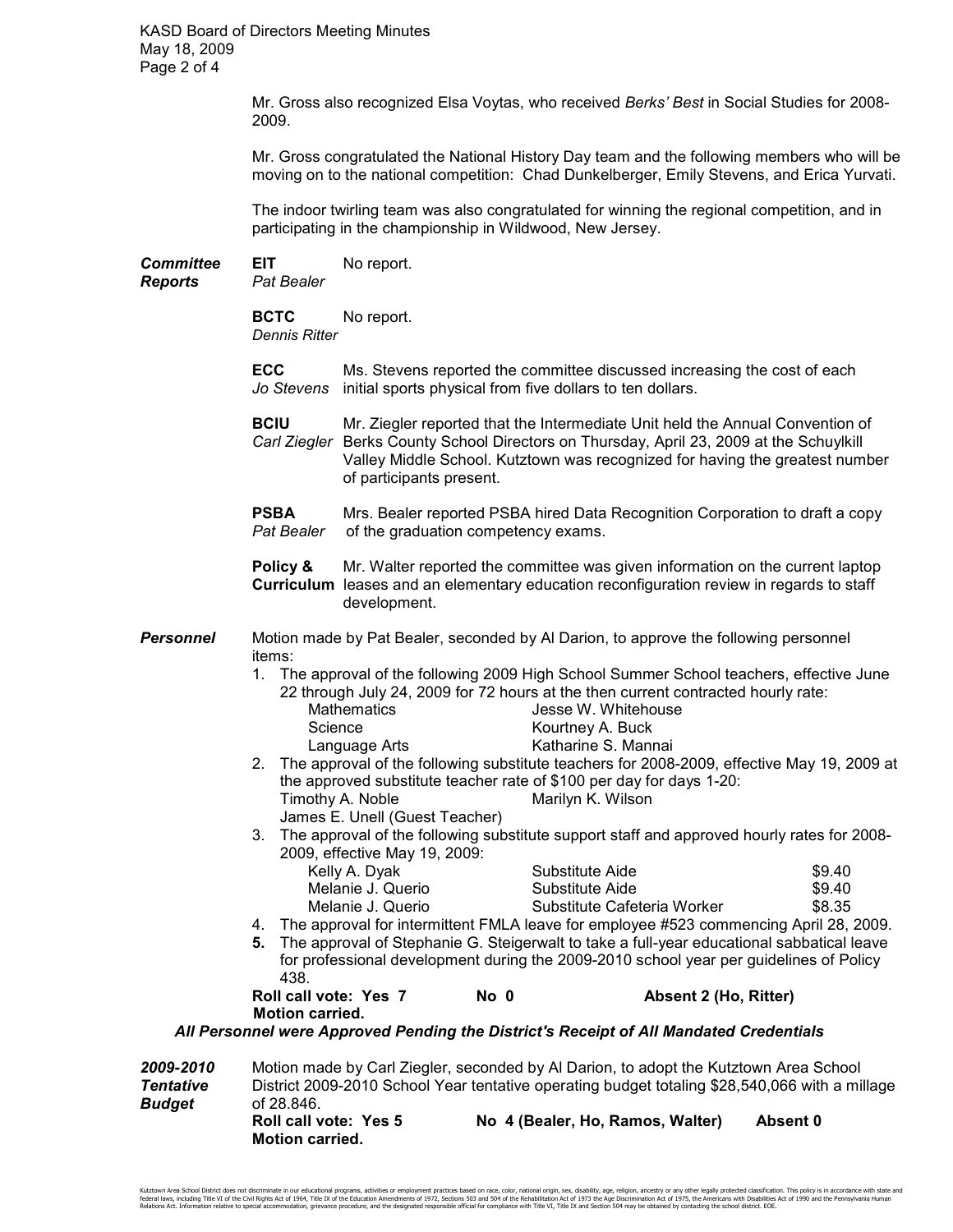Mr. Gross also recognized Elsa Voytas, who received *Berks' Best* in Social Studies for 2008-2009.

Mr. Gross congratulated the National History Day team and the following members who will be moving on to the national competition: Chad Dunkelberger, Emily Stevens, and Erica Yurvati.

The indoor twirling team was also congratulated for winning the regional competition, and in participating in the championship in Wildwood, New Jersey.

***Committee Reports***

**EIT** *Pat Bealer* — No report.

**BCTC** *Dennis Ritter* — No report.

**ECC** *Jo Stevens* — Ms. Stevens reported the committee discussed increasing the cost of each initial sports physical from five dollars to ten dollars.

**BCIU** *Carl Ziegler* — Mr. Ziegler reported that the Intermediate Unit held the Annual Convention of Berks County School Directors on Thursday, April 23, 2009 at the Schuylkill Valley Middle School. Kutztown was recognized for having the greatest number of participants present.

**PSBA** *Pat Bealer* — Mrs. Bealer reported PSBA hired Data Recognition Corporation to draft a copy of the graduation competency exams.

**Policy & Curriculum** — Mr. Walter reported the committee was given information on the current laptop leases and an elementary education reconfiguration review in regards to staff development.

***Personnel***

Motion made by Pat Bealer, seconded by Al Darion, to approve the following personnel items:

1. The approval of the following 2009 High School Summer School teachers, effective June 22 through July 24, 2009 for 72 hours at the then current contracted hourly rate:

   | | |
   |---|---|
   | Mathematics | Jesse W. Whitehouse |
   | Science | Kourtney A. Buck |
   | Language Arts | Katharine S. Mannai |

2. The approval of the following substitute teachers for 2008-2009, effective May 19, 2009 at the approved substitute teacher rate of $100 per day for days 1-20:
   Timothy A. Noble — Marilyn K. Wilson
   James E. Unell (Guest Teacher)
3. The approval of the following substitute support staff and approved hourly rates for 2008-2009, effective May 19, 2009:

   | | | |
   |---|---|---|
   | Kelly A. Dyak | Substitute Aide | $9.40 |
   | Melanie J. Querio | Substitute Aide | $9.40 |
   | Melanie J. Querio | Substitute Cafeteria Worker | $8.35 |

4. The approval for intermittent FMLA leave for employee #523 commencing April 28, 2009.
5. The approval of Stephanie G. Steigerwalt to take a full-year educational sabbatical leave for professional development during the 2009-2010 school year per guidelines of Policy 438.

**Roll call vote: Yes 7 No 0 Absent 2 (Ho, Ritter)**
**Motion carried.**

***All Personnel were Approved Pending the District's Receipt of All Mandated Credentials***

***2009-2010 Tentative Budget***

Motion made by Carl Ziegler, seconded by Al Darion, to adopt the Kutztown Area School District 2009-2010 School Year tentative operating budget totaling $28,540,066 with a millage of 28.846.

**Roll call vote: Yes 5 No 4 (Bealer, Ho, Ramos, Walter) Absent 0**
**Motion carried.**

Kutztown Area School District does not discriminate in our educational programs, activities or employment practices based on race, color, national origin, sex, disability, age, religion, ancestry or any other legally protected classification. This policy is in accordance with state and federal laws, including Title VI of the Civil Rights Act of 1964, Title IX of the Education Amendments of 1972, Sections 503 and 504 of the Rehabilitation Act of 1973 the Age Discrimination Act of 1975, the Americans with Disabilities Act of 1990 and the Pennsylvania Human Relations Act. Information relative to special accommodation, grievance procedure, and the designated responsible official for compliance with Title VI, Title IX and Section 504 may be obtained by contacting the school district. EOE.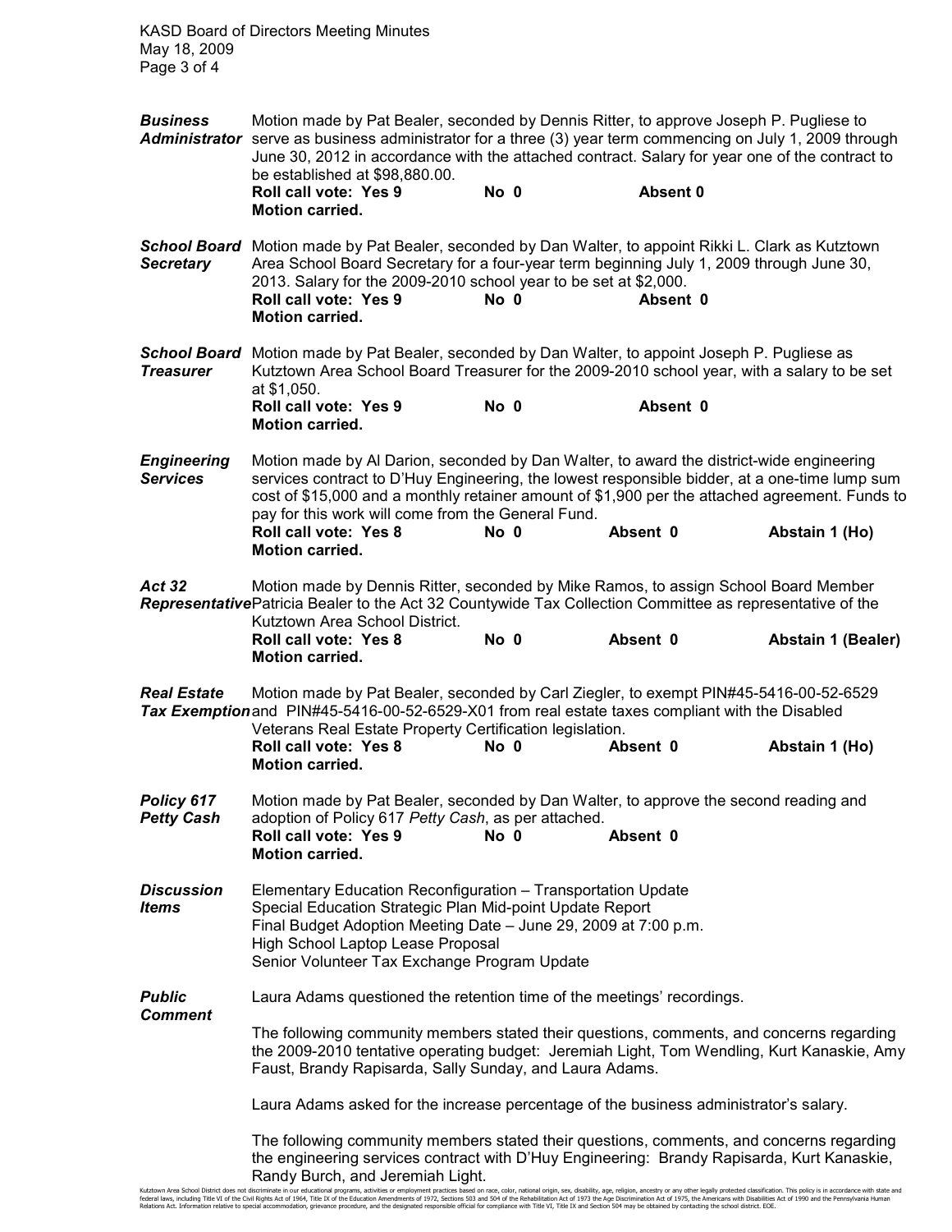**Business Administrator** Motion made by Pat Bealer, seconded by Dennis Ritter, to approve Joseph P. Pugliese to serve as business administrator for a three (3) year term commencing on July 1, 2009 through June 30, 2012 in accordance with the attached contract. Salary for year one of the contract to be established at $98,880.00.

**Roll call vote: Yes 9 No 0 Absent 0**
**Motion carried.**

**School Board Secretary** Motion made by Pat Bealer, seconded by Dan Walter, to appoint Rikki L. Clark as Kutztown Area School Board Secretary for a four-year term beginning July 1, 2009 through June 30, 2013. Salary for the 2009-2010 school year to be set at $2,000.

**Roll call vote: Yes 9 No 0 Absent 0**
**Motion carried.**

**School Board Treasurer** Motion made by Pat Bealer, seconded by Dan Walter, to appoint Joseph P. Pugliese as Kutztown Area School Board Treasurer for the 2009-2010 school year, with a salary to be set at $1,050.

**Roll call vote: Yes 9 No 0 Absent 0**
**Motion carried.**

**Engineering Services** Motion made by Al Darion, seconded by Dan Walter, to award the district-wide engineering services contract to D'Huy Engineering, the lowest responsible bidder, at a one-time lump sum cost of $15,000 and a monthly retainer amount of $1,900 per the attached agreement. Funds to pay for this work will come from the General Fund.

**Roll call vote: Yes 8 No 0 Absent 0 Abstain 1 (Ho)**
**Motion carried.**

**Act 32 Representative** Motion made by Dennis Ritter, seconded by Mike Ramos, to assign School Board Member Patricia Bealer to the Act 32 Countywide Tax Collection Committee as representative of the Kutztown Area School District.

**Roll call vote: Yes 8 No 0 Absent 0 Abstain 1 (Bealer)**
**Motion carried.**

**Real Estate Tax Exemption** Motion made by Pat Bealer, seconded by Carl Ziegler, to exempt PIN#45-5416-00-52-6529 and PIN#45-5416-00-52-6529-X01 from real estate taxes compliant with the Disabled Veterans Real Estate Property Certification legislation.

**Roll call vote: Yes 8 No 0 Absent 0 Abstain 1 (Ho)**
**Motion carried.**

**Policy 617 Petty Cash** Motion made by Pat Bealer, seconded by Dan Walter, to approve the second reading and adoption of Policy 617 *Petty Cash*, as per attached.

**Roll call vote: Yes 9 No 0 Absent 0**
**Motion carried.**

**Discussion Items**

Elementary Education Reconfiguration – Transportation Update
Special Education Strategic Plan Mid-point Update Report
Final Budget Adoption Meeting Date – June 29, 2009 at 7:00 p.m.
High School Laptop Lease Proposal
Senior Volunteer Tax Exchange Program Update

**Public Comment**

Laura Adams questioned the retention time of the meetings' recordings.

The following community members stated their questions, comments, and concerns regarding the 2009-2010 tentative operating budget: Jeremiah Light, Tom Wendling, Kurt Kanaskie, Amy Faust, Brandy Rapisarda, Sally Sunday, and Laura Adams.

Laura Adams asked for the increase percentage of the business administrator's salary.

The following community members stated their questions, comments, and concerns regarding the engineering services contract with D'Huy Engineering: Brandy Rapisarda, Kurt Kanaskie, Randy Burch, and Jeremiah Light.

Kutztown Area School District does not discriminate in our educational programs, activities or employment practices based on race, color, national origin, sex, disability, age, religion, ancestry or any other legally protected classification. This policy is in accordance with state and federal laws, including Title VI of the Civil Rights Act of 1964, Title IX of the Education Amendments of 1972, Sections 503 and 504 of the Rehabilitation Act of 1973 the Age Discrimination Act of 1975, the Americans with Disabilities Act of 1990 and the Pennsylvania Human Relations Act. Information relative to special accommodation, grievance procedure, and the designated responsible official for compliance with Title VI, Title IX and Section 504 may be obtained by contacting the school district. EOE.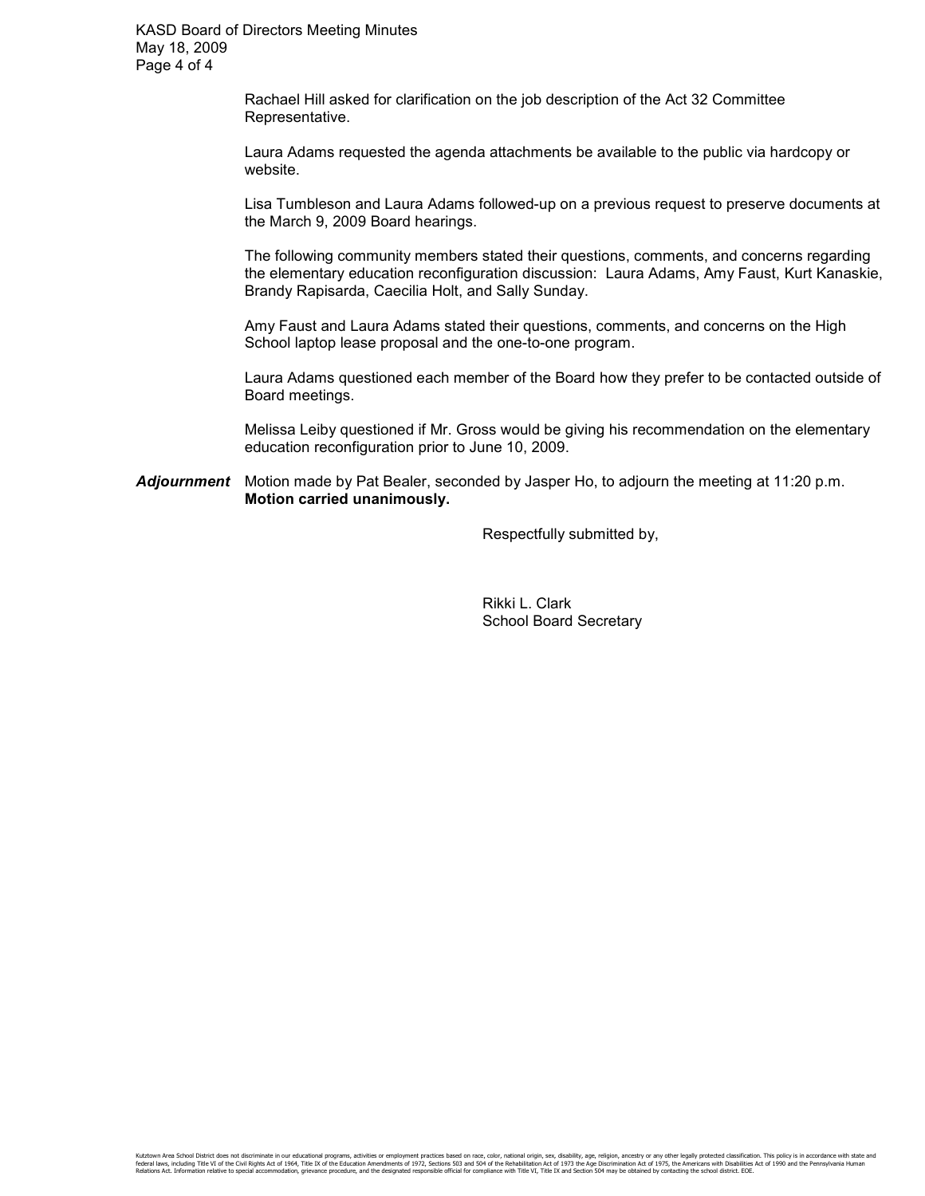Rachael Hill asked for clarification on the job description of the Act 32 Committee Representative.

Laura Adams requested the agenda attachments be available to the public via hardcopy or website.

Lisa Tumbleson and Laura Adams followed-up on a previous request to preserve documents at the March 9, 2009 Board hearings.

The following community members stated their questions, comments, and concerns regarding the elementary education reconfiguration discussion: Laura Adams, Amy Faust, Kurt Kanaskie, Brandy Rapisarda, Caecilia Holt, and Sally Sunday.

Amy Faust and Laura Adams stated their questions, comments, and concerns on the High School laptop lease proposal and the one-to-one program.

Laura Adams questioned each member of the Board how they prefer to be contacted outside of Board meetings.

Melissa Leiby questioned if Mr. Gross would be giving his recommendation on the elementary education reconfiguration prior to June 10, 2009.

***Adjournment*** Motion made by Pat Bealer, seconded by Jasper Ho, to adjourn the meeting at 11:20 p.m. **Motion carried unanimously.**

Respectfully submitted by,

Rikki L. Clark
School Board Secretary

Kutztown Area School District does not discriminate in our educational programs, activities or employment practices based on race, color, national origin, sex, disability, age, religion, ancestry or any other legally protected classification. This policy is in accordance with state and federal laws, including Title VI of the Civil Rights Act of 1964, Title IX of the Education Amendments of 1972, Sections 503 and 504 of the Rehabilitation Act of 1973 the Age Discrimination Act of 1975, the Americans with Disabilities Act of 1990 and the Pennsylvania Human Relations Act. Information relative to special accommodation, grievance procedure, and the designated responsible official for compliance with Title VI, Title IX and Section 504 may be obtained by contacting the school district. EOE.